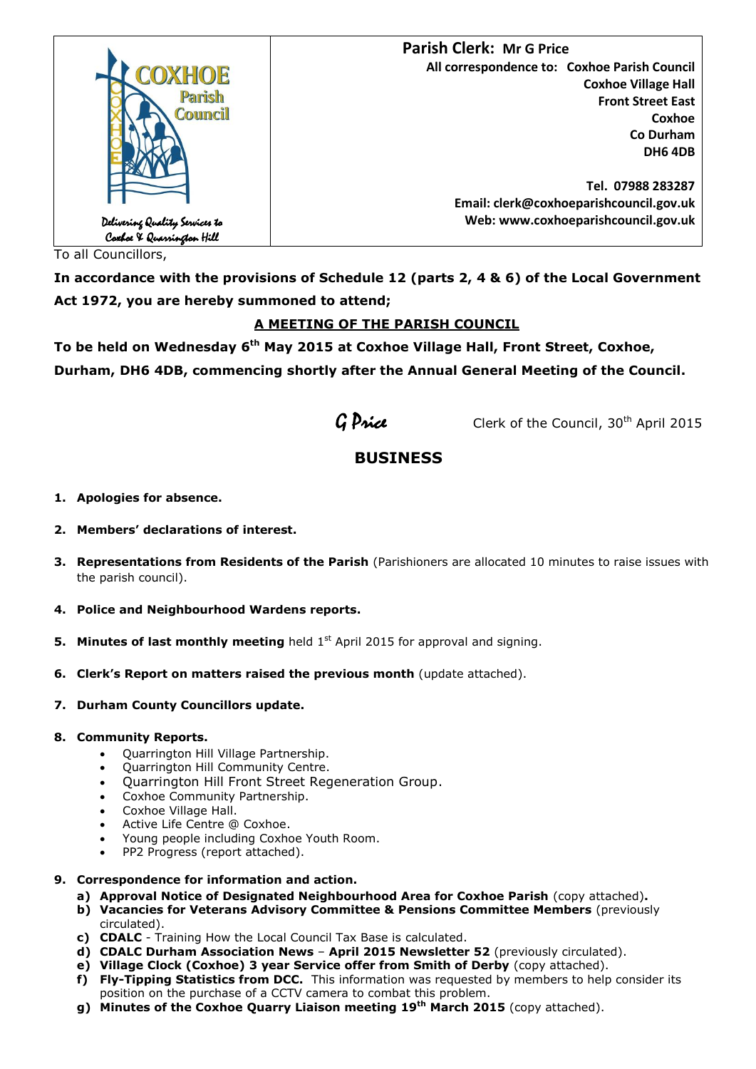COXHOE Parish Council

*Delivering Quality Services to Coxhoe & Quarrington Hill*

**Parish Clerk: Mr G Price**

**All correspondence to: Coxhoe Parish Council**
**Coxhoe Village Hall**
**Front Street East**
**Coxhoe**
**Co Durham**
**DH6 4DB**

**Tel. 07988 283287**
**Email: clerk@coxhoeparishcouncil.gov.uk**
**Web: www.coxhoeparishcouncil.gov.uk**

To all Councillors,

**In accordance with the provisions of Schedule 12 (parts 2, 4 & 6) of the Local Government Act 1972, you are hereby summoned to attend;**

## A MEETING OF THE PARISH COUNCIL

**To be held on Wednesday 6th May 2015 at Coxhoe Village Hall, Front Street, Coxhoe, Durham, DH6 4DB, commencing shortly after the Annual General Meeting of the Council.**

*G Price* Clerk of the Council, 30th April 2015

## BUSINESS

1. **Apologies for absence.**
2. **Members' declarations of interest.**
3. **Representations from Residents of the Parish** (Parishioners are allocated 10 minutes to raise issues with the parish council).
4. **Police and Neighbourhood Wardens reports.**
5. **Minutes of last monthly meeting** held 1st April 2015 for approval and signing.
6. **Clerk's Report on matters raised the previous month** (update attached).
7. **Durham County Councillors update.**
8. **Community Reports.**
   - Quarrington Hill Village Partnership.
   - Quarrington Hill Community Centre.
   - Quarrington Hill Front Street Regeneration Group.
   - Coxhoe Community Partnership.
   - Coxhoe Village Hall.
   - Active Life Centre @ Coxhoe.
   - Young people including Coxhoe Youth Room.
   - PP2 Progress (report attached).
9. **Correspondence for information and action.**
   a) **Approval Notice of Designated Neighbourhood Area for Coxhoe Parish** (copy attached)**.**
   b) **Vacancies for Veterans Advisory Committee & Pensions Committee Members** (previously circulated).
   c) **CDALC** - Training How the Local Council Tax Base is calculated.
   d) **CDALC Durham Association News** – **April 2015 Newsletter 52** (previously circulated).
   e) **Village Clock (Coxhoe) 3 year Service offer from Smith of Derby** (copy attached).
   f) **Fly-Tipping Statistics from DCC.** This information was requested by members to help consider its position on the purchase of a CCTV camera to combat this problem.
   g) **Minutes of the Coxhoe Quarry Liaison meeting 19th March 2015** (copy attached).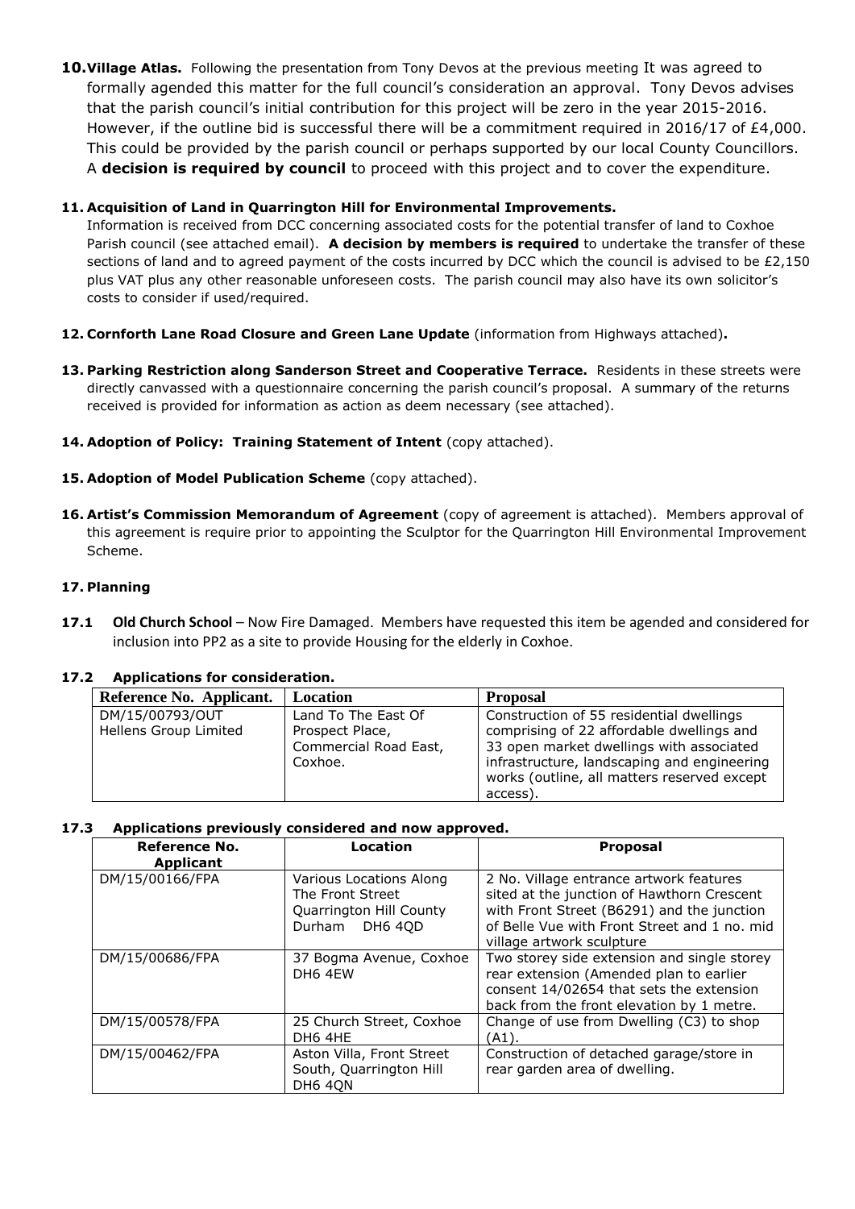**10. Village Atlas.** Following the presentation from Tony Devos at the previous meeting It was agreed to formally agended this matter for the full council's consideration an approval. Tony Devos advises that the parish council's initial contribution for this project will be zero in the year 2015-2016. However, if the outline bid is successful there will be a commitment required in 2016/17 of £4,000. This could be provided by the parish council or perhaps supported by our local County Councillors. A **decision is required by council** to proceed with this project and to cover the expenditure.

**11. Acquisition of Land in Quarrington Hill for Environmental Improvements.**
Information is received from DCC concerning associated costs for the potential transfer of land to Coxhoe Parish council (see attached email). **A decision by members is required** to undertake the transfer of these sections of land and to agreed payment of the costs incurred by DCC which the council is advised to be £2,150 plus VAT plus any other reasonable unforeseen costs. The parish council may also have its own solicitor's costs to consider if used/required.

**12. Cornforth Lane Road Closure and Green Lane Update** (information from Highways attached)**.**

**13. Parking Restriction along Sanderson Street and Cooperative Terrace.** Residents in these streets were directly canvassed with a questionnaire concerning the parish council's proposal. A summary of the returns received is provided for information as action as deem necessary (see attached).

**14. Adoption of Policy: Training Statement of Intent** (copy attached).

**15. Adoption of Model Publication Scheme** (copy attached).

**16. Artist's Commission Memorandum of Agreement** (copy of agreement is attached). Members approval of this agreement is require prior to appointing the Sculptor for the Quarrington Hill Environmental Improvement Scheme.

**17. Planning**

**17.1 Old Church School** – Now Fire Damaged. Members have requested this item be agended and considered for inclusion into PP2 as a site to provide Housing for the elderly in Coxhoe.

**17.2 Applications for consideration.**

| Reference No. Applicant. | Location | Proposal |
|---|---|---|
| DM/15/00793/OUT Hellens Group Limited | Land To The East Of Prospect Place, Commercial Road East, Coxhoe. | Construction of 55 residential dwellings comprising of 22 affordable dwellings and 33 open market dwellings with associated infrastructure, landscaping and engineering works (outline, all matters reserved except access). |

**17.3 Applications previously considered and now approved.**

| Reference No. Applicant | Location | Proposal |
|---|---|---|
| DM/15/00166/FPA | Various Locations Along The Front Street Quarrington Hill County Durham DH6 4QD | 2 No. Village entrance artwork features sited at the junction of Hawthorn Crescent with Front Street (B6291) and the junction of Belle Vue with Front Street and 1 no. mid village artwork sculpture |
| DM/15/00686/FPA | 37 Bogma Avenue, Coxhoe DH6 4EW | Two storey side extension and single storey rear extension (Amended plan to earlier consent 14/02654 that sets the extension back from the front elevation by 1 metre. |
| DM/15/00578/FPA | 25 Church Street, Coxhoe DH6 4HE | Change of use from Dwelling (C3) to shop (A1). |
| DM/15/00462/FPA | Aston Villa, Front Street South, Quarrington Hill DH6 4QN | Construction of detached garage/store in rear garden area of dwelling. |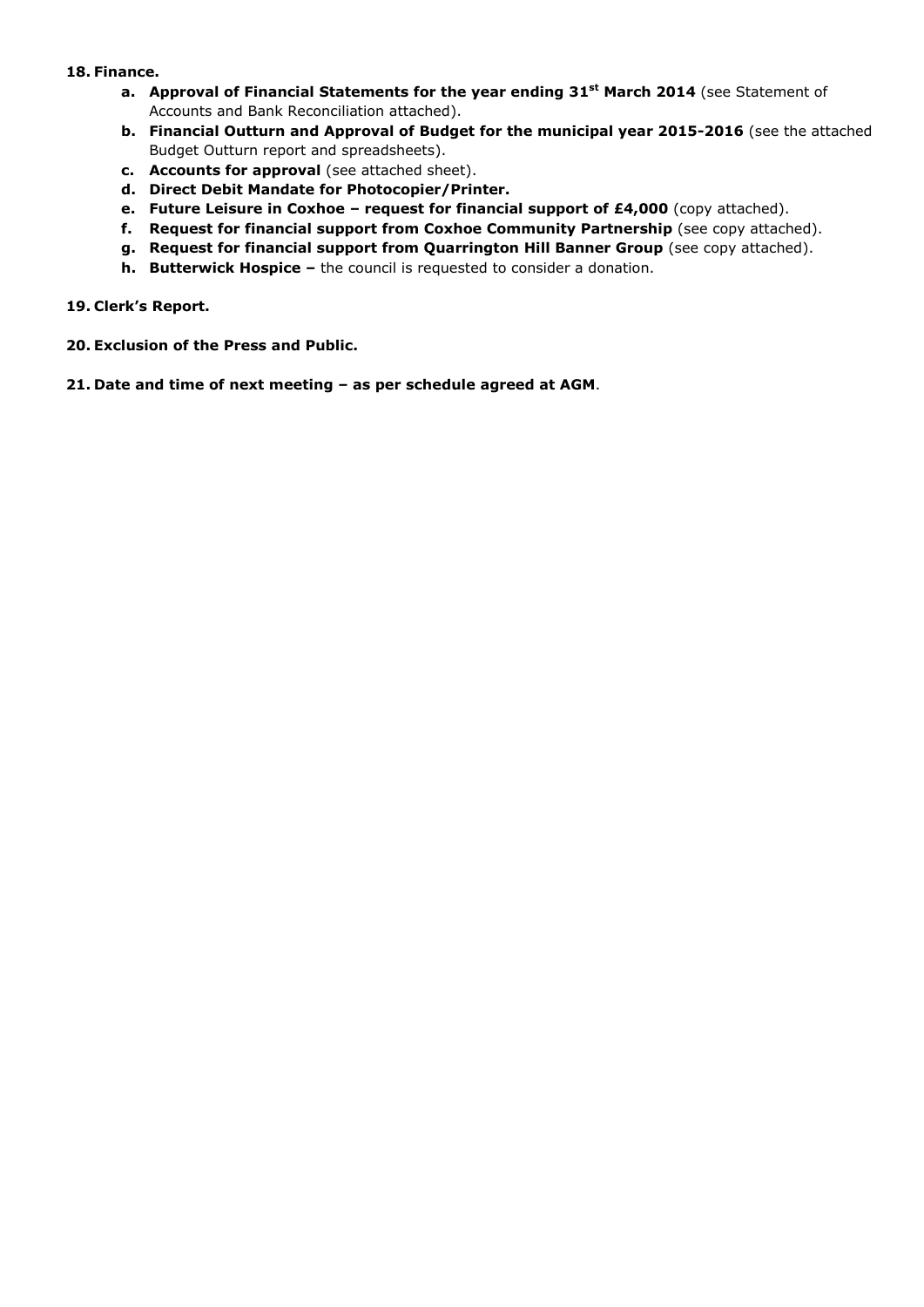**18. Finance.**

  a. **Approval of Financial Statements for the year ending 31st March 2014** (see Statement of Accounts and Bank Reconciliation attached).
  b. **Financial Outturn and Approval of Budget for the municipal year 2015-2016** (see the attached Budget Outturn report and spreadsheets).
  c. **Accounts for approval** (see attached sheet).
  d. **Direct Debit Mandate for Photocopier/Printer.**
  e. **Future Leisure in Coxhoe – request for financial support of £4,000** (copy attached).
  f. **Request for financial support from Coxhoe Community Partnership** (see copy attached).
  g. **Request for financial support from Quarrington Hill Banner Group** (see copy attached).
  h. **Butterwick Hospice –** the council is requested to consider a donation.

**19. Clerk's Report.**

**20. Exclusion of the Press and Public.**

**21. Date and time of next meeting – as per schedule agreed at AGM**.